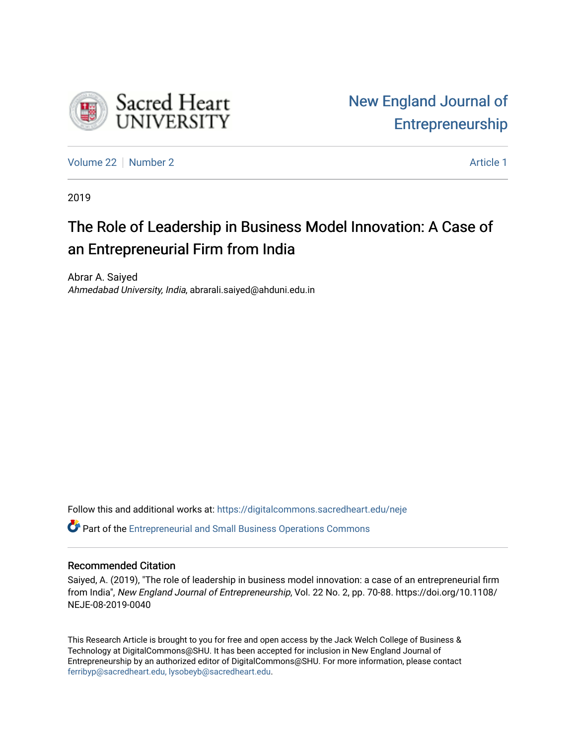Sacred Heart University

New England Journal of Entrepreneurship

Volume 22 | Number 2 | Article 1

2019

# The Role of Leadership in Business Model Innovation: A Case of an Entrepreneurial Firm from India

Abrar A. Saiyed
*Ahmedabad University, India*, abrarali.saiyed@ahduni.edu.in

Follow this and additional works at: https://digitalcommons.sacredheart.edu/neje

Part of the Entrepreneurial and Small Business Operations Commons

## Recommended Citation

Saiyed, A. (2019), "The role of leadership in business model innovation: a case of an entrepreneurial firm from India", *New England Journal of Entrepreneurship*, Vol. 22 No. 2, pp. 70-88. https://doi.org/10.1108/NEJE-08-2019-0040

This Research Article is brought to you for free and open access by the Jack Welch College of Business & Technology at DigitalCommons@SHU. It has been accepted for inclusion in New England Journal of Entrepreneurship by an authorized editor of DigitalCommons@SHU. For more information, please contact ferribyp@sacredheart.edu, lysobeyb@sacredheart.edu.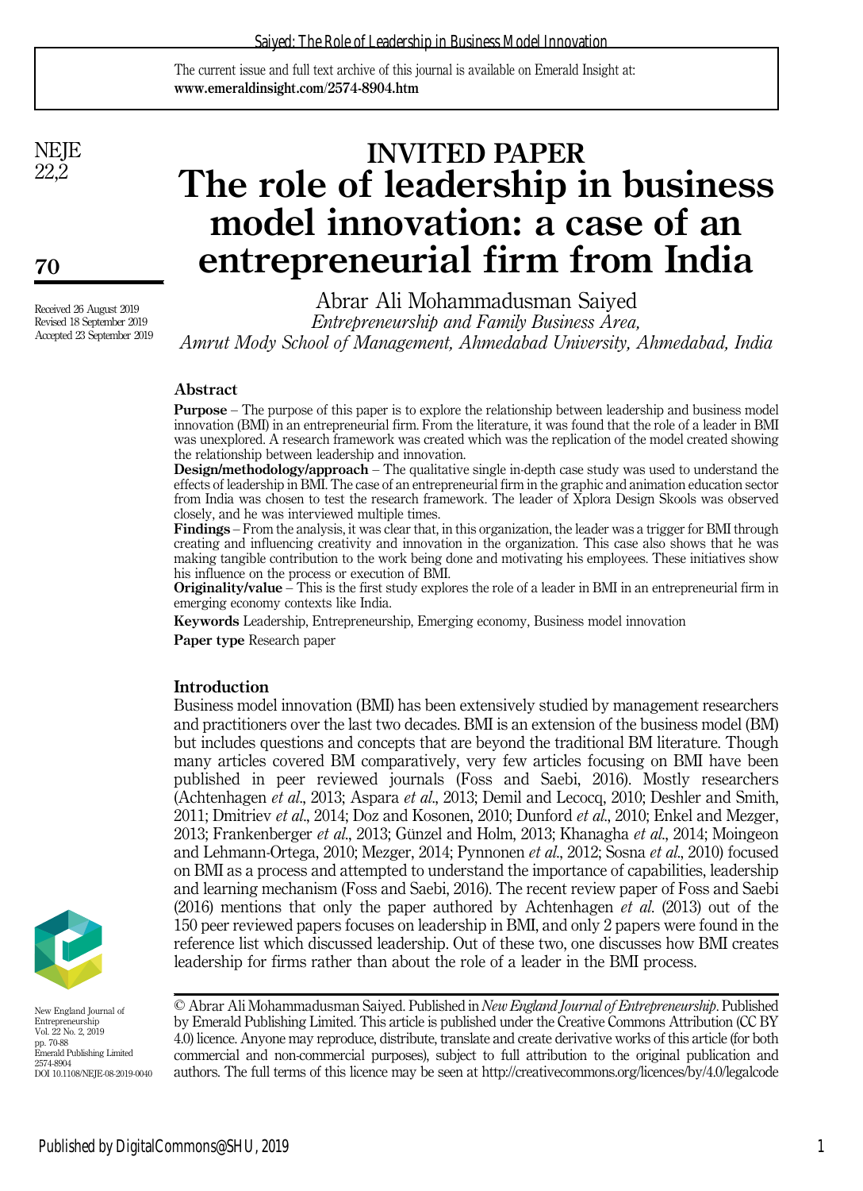The current issue and full text archive of this journal is available on Emerald Insight at: **www.emeraldinsight.com/2574-8904.htm**

INVITED PAPER

# The role of leadership in business model innovation: a case of an entrepreneurial firm from India

Abrar Ali Mohammadusman Saiyed
*Entrepreneurship and Family Business Area, Amrut Mody School of Management, Ahmedabad University, Ahmedabad, India*

Received 26 August 2019
Revised 18 September 2019
Accepted 23 September 2019

## Abstract

**Purpose** – The purpose of this paper is to explore the relationship between leadership and business model innovation (BMI) in an entrepreneurial firm. From the literature, it was found that the role of a leader in BMI was unexplored. A research framework was created which was the replication of the model created showing the relationship between leadership and innovation.

**Design/methodology/approach** – The qualitative single in-depth case study was used to understand the effects of leadership in BMI. The case of an entrepreneurial firm in the graphic and animation education sector from India was chosen to test the research framework. The leader of Xplora Design Skools was observed closely, and he was interviewed multiple times.

**Findings** – From the analysis, it was clear that, in this organization, the leader was a trigger for BMI through creating and influencing creativity and innovation in the organization. This case also shows that he was making tangible contribution to the work being done and motivating his employees. These initiatives show his influence on the process or execution of BMI.

**Originality/value** – This is the first study explores the role of a leader in BMI in an entrepreneurial firm in emerging economy contexts like India.

**Keywords** Leadership, Entrepreneurship, Emerging economy, Business model innovation

**Paper type** Research paper

## Introduction

Business model innovation (BMI) has been extensively studied by management researchers and practitioners over the last two decades. BMI is an extension of the business model (BM) but includes questions and concepts that are beyond the traditional BM literature. Though many articles covered BM comparatively, very few articles focusing on BMI have been published in peer reviewed journals (Foss and Saebi, 2016). Mostly researchers (Achtenhagen *et al*., 2013; Aspara *et al*., 2013; Demil and Lecocq, 2010; Deshler and Smith, 2011; Dmitriev *et al*., 2014; Doz and Kosonen, 2010; Dunford *et al*., 2010; Enkel and Mezger, 2013; Frankenberger *et al*., 2013; Günzel and Holm, 2013; Khanagha *et al*., 2014; Moingeon and Lehmann-Ortega, 2010; Mezger, 2014; Pynnonen *et al*., 2012; Sosna *et al*., 2010) focused on BMI as a process and attempted to understand the importance of capabilities, leadership and learning mechanism (Foss and Saebi, 2016). The recent review paper of Foss and Saebi (2016) mentions that only the paper authored by Achtenhagen *et al*. (2013) out of the 150 peer reviewed papers focuses on leadership in BMI, and only 2 papers were found in the reference list which discussed leadership. Out of these two, one discusses how BMI creates leadership for firms rather than about the role of a leader in the BMI process.

© Abrar Ali Mohammadusman Saiyed. Published in *New England Journal of Entrepreneurship*. Published by Emerald Publishing Limited. This article is published under the Creative Commons Attribution (CC BY 4.0) licence. Anyone may reproduce, distribute, translate and create derivative works of this article (for both commercial and non-commercial purposes), subject to full attribution to the original publication and authors. The full terms of this licence may be seen at http://creativecommons.org/licences/by/4.0/legalcode

New England Journal of Entrepreneurship
Vol. 22 No. 2, 2019
pp. 70-88
Emerald Publishing Limited
2574-8904
DOI 10.1108/NEJE-08-2019-0040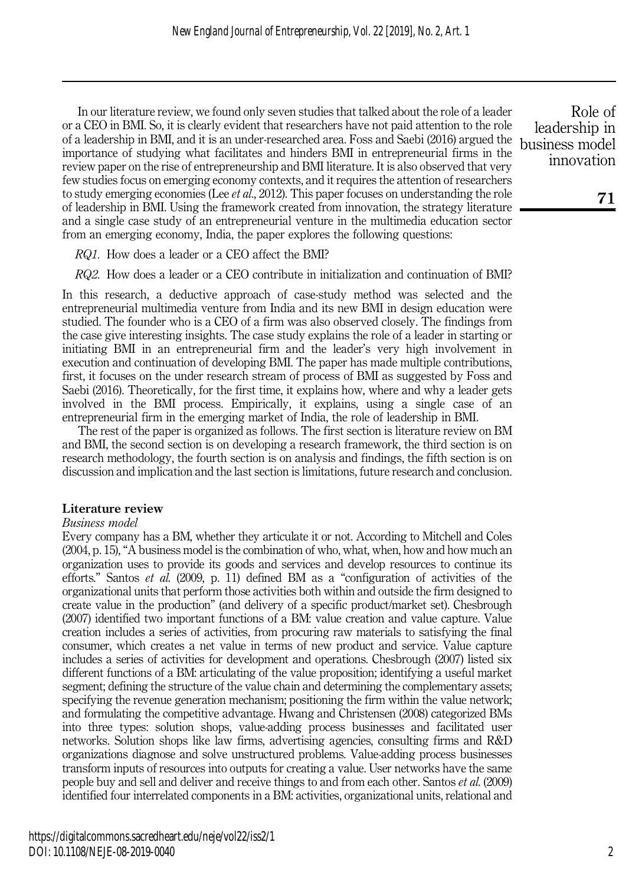In our literature review, we found only seven studies that talked about the role of a leader or a CEO in BMI. So, it is clearly evident that researchers have not paid attention to the role of a leadership in BMI, and it is an under-researched area. Foss and Saebi (2016) argued the importance of studying what facilitates and hinders BMI in entrepreneurial firms in the review paper on the rise of entrepreneurship and BMI literature. It is also observed that very few studies focus on emerging economy contexts, and it requires the attention of researchers to study emerging economies (Lee *et al.*, 2012). This paper focuses on understanding the role of leadership in BMI. Using the framework created from innovation, the strategy literature and a single case study of an entrepreneurial venture in the multimedia education sector from an emerging economy, India, the paper explores the following questions:

*RQ1*. How does a leader or a CEO affect the BMI?

*RQ2*. How does a leader or a CEO contribute in initialization and continuation of BMI?

In this research, a deductive approach of case-study method was selected and the entrepreneurial multimedia venture from India and its new BMI in design education were studied. The founder who is a CEO of a firm was also observed closely. The findings from the case give interesting insights. The case study explains the role of a leader in starting or initiating BMI in an entrepreneurial firm and the leader's very high involvement in execution and continuation of developing BMI. The paper has made multiple contributions, first, it focuses on the under research stream of process of BMI as suggested by Foss and Saebi (2016). Theoretically, for the first time, it explains how, where and why a leader gets involved in the BMI process. Empirically, it explains, using a single case of an entrepreneurial firm in the emerging market of India, the role of leadership in BMI.

The rest of the paper is organized as follows. The first section is literature review on BM and BMI, the second section is on developing a research framework, the third section is on research methodology, the fourth section is on analysis and findings, the fifth section is on discussion and implication and the last section is limitations, future research and conclusion.

## Literature review

### *Business model*

Every company has a BM, whether they articulate it or not. According to Mitchell and Coles (2004, p. 15), "A business model is the combination of who, what, when, how and how much an organization uses to provide its goods and services and develop resources to continue its efforts." Santos *et al.* (2009, p. 11) defined BM as a "configuration of activities of the organizational units that perform those activities both within and outside the firm designed to create value in the production" (and delivery of a specific product/market set). Chesbrough (2007) identified two important functions of a BM: value creation and value capture. Value creation includes a series of activities, from procuring raw materials to satisfying the final consumer, which creates a net value in terms of new product and service. Value capture includes a series of activities for development and operations. Chesbrough (2007) listed six different functions of a BM: articulating of the value proposition; identifying a useful market segment; defining the structure of the value chain and determining the complementary assets; specifying the revenue generation mechanism; positioning the firm within the value network; and formulating the competitive advantage. Hwang and Christensen (2008) categorized BMs into three types: solution shops, value-adding process businesses and facilitated user networks. Solution shops like law firms, advertising agencies, consulting firms and R&D organizations diagnose and solve unstructured problems. Value-adding process businesses transform inputs of resources into outputs for creating a value. User networks have the same people buy and sell and deliver and receive things to and from each other. Santos *et al.* (2009) identified four interrelated components in a BM: activities, organizational units, relational and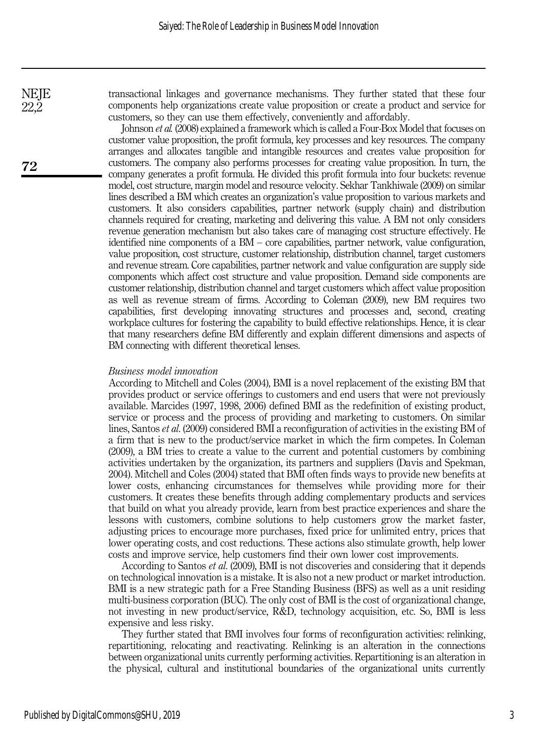transactional linkages and governance mechanisms. They further stated that these four components help organizations create value proposition or create a product and service for customers, so they can use them effectively, conveniently and affordably.

Johnson *et al.* (2008) explained a framework which is called a Four-Box Model that focuses on customer value proposition, the profit formula, key processes and key resources. The company arranges and allocates tangible and intangible resources and creates value proposition for customers. The company also performs processes for creating value proposition. In turn, the company generates a profit formula. He divided this profit formula into four buckets: revenue model, cost structure, margin model and resource velocity. Sekhar Tankhiwale (2009) on similar lines described a BM which creates an organization's value proposition to various markets and customers. It also considers capabilities, partner network (supply chain) and distribution channels required for creating, marketing and delivering this value. A BM not only considers revenue generation mechanism but also takes care of managing cost structure effectively. He identified nine components of a BM – core capabilities, partner network, value configuration, value proposition, cost structure, customer relationship, distribution channel, target customers and revenue stream. Core capabilities, partner network and value configuration are supply side components which affect cost structure and value proposition. Demand side components are customer relationship, distribution channel and target customers which affect value proposition as well as revenue stream of firms. According to Coleman (2009), new BM requires two capabilities, first developing innovating structures and processes and, second, creating workplace cultures for fostering the capability to build effective relationships. Hence, it is clear that many researchers define BM differently and explain different dimensions and aspects of BM connecting with different theoretical lenses.

### *Business model innovation*

According to Mitchell and Coles (2004), BMI is a novel replacement of the existing BM that provides product or service offerings to customers and end users that were not previously available. Marcides (1997, 1998, 2006) defined BMI as the redefinition of existing product, service or process and the process of providing and marketing to customers. On similar lines, Santos *et al.* (2009) considered BMI a reconfiguration of activities in the existing BM of a firm that is new to the product/service market in which the firm competes. In Coleman (2009), a BM tries to create a value to the current and potential customers by combining activities undertaken by the organization, its partners and suppliers (Davis and Spekman, 2004). Mitchell and Coles (2004) stated that BMI often finds ways to provide new benefits at lower costs, enhancing circumstances for themselves while providing more for their customers. It creates these benefits through adding complementary products and services that build on what you already provide, learn from best practice experiences and share the lessons with customers, combine solutions to help customers grow the market faster, adjusting prices to encourage more purchases, fixed price for unlimited entry, prices that lower operating costs, and cost reductions. These actions also stimulate growth, help lower costs and improve service, help customers find their own lower cost improvements.

According to Santos *et al.* (2009), BMI is not discoveries and considering that it depends on technological innovation is a mistake. It is also not a new product or market introduction. BMI is a new strategic path for a Free Standing Business (BFS) as well as a unit residing multi-business corporation (BUC). The only cost of BMI is the cost of organizational change, not investing in new product/service, R&D, technology acquisition, etc. So, BMI is less expensive and less risky.

They further stated that BMI involves four forms of reconfiguration activities: relinking, repartitioning, relocating and reactivating. Relinking is an alteration in the connections between organizational units currently performing activities. Repartitioning is an alteration in the physical, cultural and institutional boundaries of the organizational units currently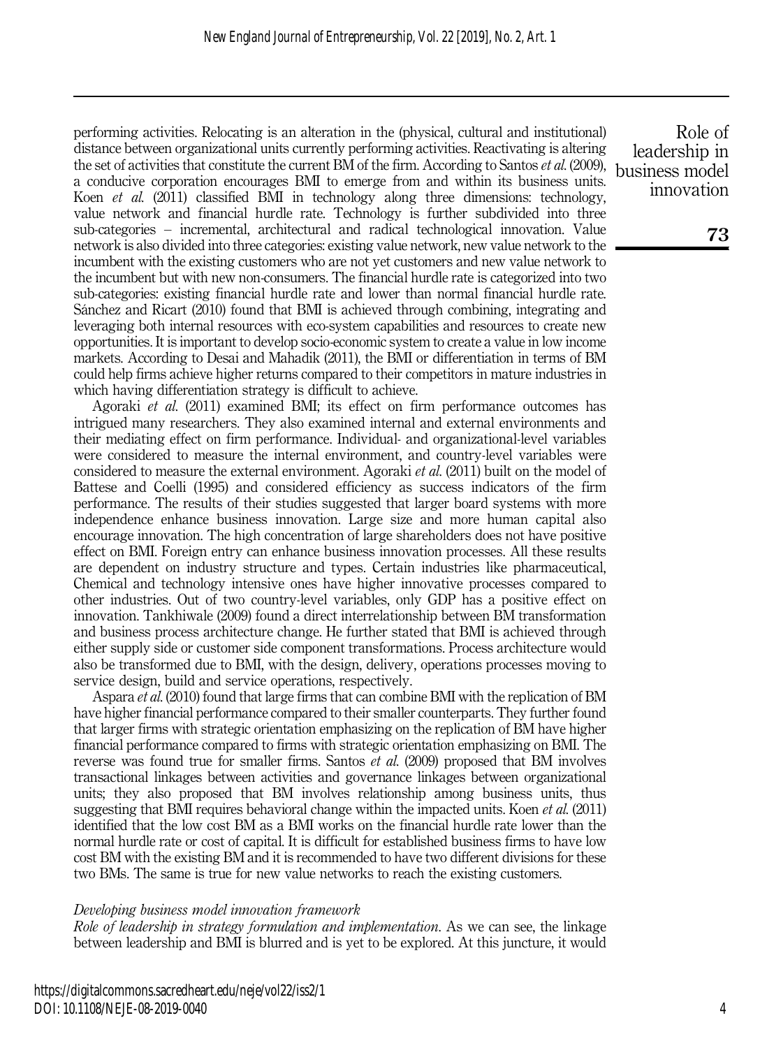performing activities. Relocating is an alteration in the (physical, cultural and institutional) distance between organizational units currently performing activities. Reactivating is altering the set of activities that constitute the current BM of the firm. According to Santos *et al.* (2009), a conducive corporation encourages BMI to emerge from and within its business units. Koen *et al.* (2011) classified BMI in technology along three dimensions: technology, value network and financial hurdle rate. Technology is further subdivided into three sub-categories – incremental, architectural and radical technological innovation. Value network is also divided into three categories: existing value network, new value network to the incumbent with the existing customers who are not yet customers and new value network to the incumbent but with new non-consumers. The financial hurdle rate is categorized into two sub-categories: existing financial hurdle rate and lower than normal financial hurdle rate. Sánchez and Ricart (2010) found that BMI is achieved through combining, integrating and leveraging both internal resources with eco-system capabilities and resources to create new opportunities. It is important to develop socio-economic system to create a value in low income markets. According to Desai and Mahadik (2011), the BMI or differentiation in terms of BM could help firms achieve higher returns compared to their competitors in mature industries in which having differentiation strategy is difficult to achieve.

Agoraki *et al.* (2011) examined BMI; its effect on firm performance outcomes has intrigued many researchers. They also examined internal and external environments and their mediating effect on firm performance. Individual- and organizational-level variables were considered to measure the internal environment, and country-level variables were considered to measure the external environment. Agoraki *et al.* (2011) built on the model of Battese and Coelli (1995) and considered efficiency as success indicators of the firm performance. The results of their studies suggested that larger board systems with more independence enhance business innovation. Large size and more human capital also encourage innovation. The high concentration of large shareholders does not have positive effect on BMI. Foreign entry can enhance business innovation processes. All these results are dependent on industry structure and types. Certain industries like pharmaceutical, Chemical and technology intensive ones have higher innovative processes compared to other industries. Out of two country-level variables, only GDP has a positive effect on innovation. Tankhiwale (2009) found a direct interrelationship between BM transformation and business process architecture change. He further stated that BMI is achieved through either supply side or customer side component transformations. Process architecture would also be transformed due to BMI, with the design, delivery, operations processes moving to service design, build and service operations, respectively.

Aspara *et al.* (2010) found that large firms that can combine BMI with the replication of BM have higher financial performance compared to their smaller counterparts. They further found that larger firms with strategic orientation emphasizing on the replication of BM have higher financial performance compared to firms with strategic orientation emphasizing on BMI. The reverse was found true for smaller firms. Santos *et al.* (2009) proposed that BM involves transactional linkages between activities and governance linkages between organizational units; they also proposed that BM involves relationship among business units, thus suggesting that BMI requires behavioral change within the impacted units. Koen *et al.* (2011) identified that the low cost BM as a BMI works on the financial hurdle rate lower than the normal hurdle rate or cost of capital. It is difficult for established business firms to have low cost BM with the existing BM and it is recommended to have two different divisions for these two BMs. The same is true for new value networks to reach the existing customers.

### *Developing business model innovation framework*

*Role of leadership in strategy formulation and implementation.* As we can see, the linkage between leadership and BMI is blurred and is yet to be explored. At this juncture, it would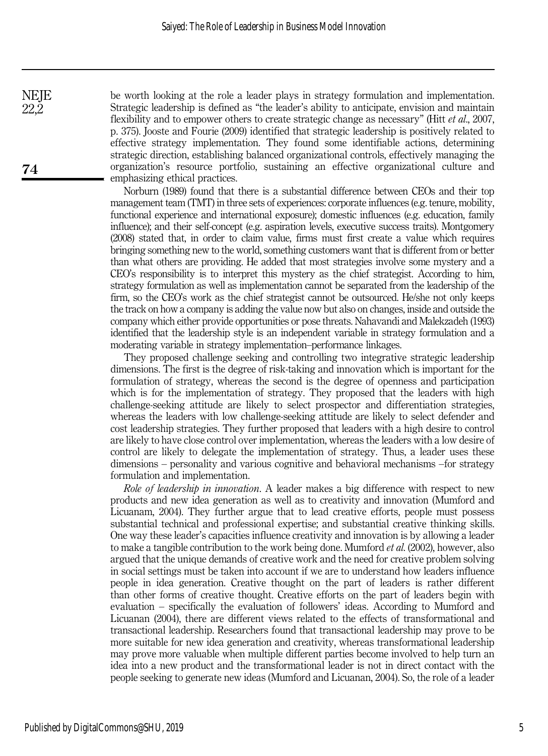be worth looking at the role a leader plays in strategy formulation and implementation. Strategic leadership is defined as "the leader's ability to anticipate, envision and maintain flexibility and to empower others to create strategic change as necessary" (Hitt *et al.*, 2007, p. 375). Jooste and Fourie (2009) identified that strategic leadership is positively related to effective strategy implementation. They found some identifiable actions, determining strategic direction, establishing balanced organizational controls, effectively managing the organization's resource portfolio, sustaining an effective organizational culture and emphasizing ethical practices.

Norburn (1989) found that there is a substantial difference between CEOs and their top management team (TMT) in three sets of experiences: corporate influences (e.g. tenure, mobility, functional experience and international exposure); domestic influences (e.g. education, family influence); and their self-concept (e.g. aspiration levels, executive success traits). Montgomery (2008) stated that, in order to claim value, firms must first create a value which requires bringing something new to the world, something customers want that is different from or better than what others are providing. He added that most strategies involve some mystery and a CEO's responsibility is to interpret this mystery as the chief strategist. According to him, strategy formulation as well as implementation cannot be separated from the leadership of the firm, so the CEO's work as the chief strategist cannot be outsourced. He/she not only keeps the track on how a company is adding the value now but also on changes, inside and outside the company which either provide opportunities or pose threats. Nahavandi and Malekzadeh (1993) identified that the leadership style is an independent variable in strategy formulation and a moderating variable in strategy implementation–performance linkages.

They proposed challenge seeking and controlling two integrative strategic leadership dimensions. The first is the degree of risk-taking and innovation which is important for the formulation of strategy, whereas the second is the degree of openness and participation which is for the implementation of strategy. They proposed that the leaders with high challenge-seeking attitude are likely to select prospector and differentiation strategies, whereas the leaders with low challenge-seeking attitude are likely to select defender and cost leadership strategies. They further proposed that leaders with a high desire to control are likely to have close control over implementation, whereas the leaders with a low desire of control are likely to delegate the implementation of strategy. Thus, a leader uses these dimensions – personality and various cognitive and behavioral mechanisms –for strategy formulation and implementation.

*Role of leadership in innovation*. A leader makes a big difference with respect to new products and new idea generation as well as to creativity and innovation (Mumford and Licuanam, 2004). They further argue that to lead creative efforts, people must possess substantial technical and professional expertise; and substantial creative thinking skills. One way these leader's capacities influence creativity and innovation is by allowing a leader to make a tangible contribution to the work being done. Mumford *et al.* (2002), however, also argued that the unique demands of creative work and the need for creative problem solving in social settings must be taken into account if we are to understand how leaders influence people in idea generation. Creative thought on the part of leaders is rather different than other forms of creative thought. Creative efforts on the part of leaders begin with evaluation – specifically the evaluation of followers' ideas. According to Mumford and Licuanan (2004), there are different views related to the effects of transformational and transactional leadership. Researchers found that transactional leadership may prove to be more suitable for new idea generation and creativity, whereas transformational leadership may prove more valuable when multiple different parties become involved to help turn an idea into a new product and the transformational leader is not in direct contact with the people seeking to generate new ideas (Mumford and Licuanan, 2004). So, the role of a leader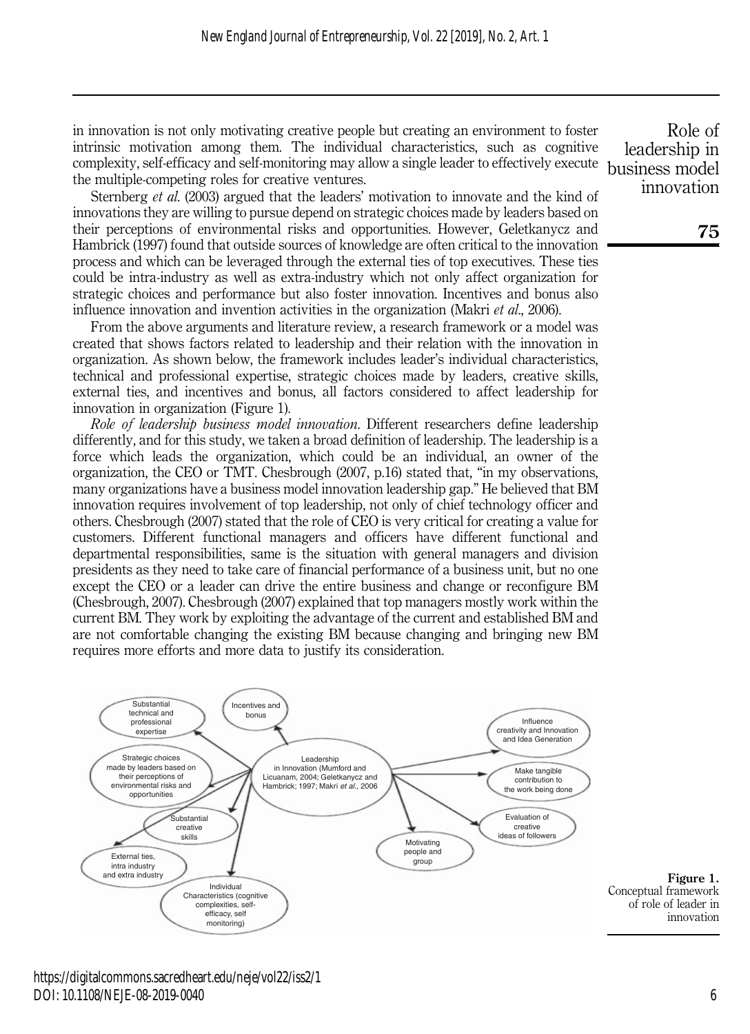in innovation is not only motivating creative people but creating an environment to foster intrinsic motivation among them. The individual characteristics, such as cognitive complexity, self-efficacy and self-monitoring may allow a single leader to effectively execute the multiple-competing roles for creative ventures.

Sternberg *et al.* (2003) argued that the leaders' motivation to innovate and the kind of innovations they are willing to pursue depend on strategic choices made by leaders based on their perceptions of environmental risks and opportunities. However, Geletkanycz and Hambrick (1997) found that outside sources of knowledge are often critical to the innovation process and which can be leveraged through the external ties of top executives. These ties could be intra-industry as well as extra-industry which not only affect organization for strategic choices and performance but also foster innovation. Incentives and bonus also influence innovation and invention activities in the organization (Makri *et al.*, 2006).

From the above arguments and literature review, a research framework or a model was created that shows factors related to leadership and their relation with the innovation in organization. As shown below, the framework includes leader's individual characteristics, technical and professional expertise, strategic choices made by leaders, creative skills, external ties, and incentives and bonus, all factors considered to affect leadership for innovation in organization (Figure 1).

*Role of leadership business model innovation*. Different researchers define leadership differently, and for this study, we taken a broad definition of leadership. The leadership is a force which leads the organization, which could be an individual, an owner of the organization, the CEO or TMT. Chesbrough (2007, p.16) stated that, "in my observations, many organizations have a business model innovation leadership gap." He believed that BM innovation requires involvement of top leadership, not only of chief technology officer and others. Chesbrough (2007) stated that the role of CEO is very critical for creating a value for customers. Different functional managers and officers have different functional and departmental responsibilities, same is the situation with general managers and division presidents as they need to take care of financial performance of a business unit, but no one except the CEO or a leader can drive the entire business and change or reconfigure BM (Chesbrough, 2007). Chesbrough (2007) explained that top managers mostly work within the current BM. They work by exploiting the advantage of the current and established BM and are not comfortable changing the existing BM because changing and bringing new BM requires more efforts and more data to justify its consideration.

Leadership in Innovation (Mumford and Licuanam, 2004; Geletkanycz and Hambrick; 1997; Makri *et al.*, 2006)

Substantial technical and professional expertise

Incentives and bonus

Strategic choices made by leaders based on their perceptions of environmental risks and opportunities

Substantial creative skills

External ties, intra industry and extra industry

Individual Characteristics (cognitive complexities, self-efficacy, self monitoring)

Influence creativity and Innovation and Idea Generation

Make tangible contribution to the work being done

Evaluation of creative ideas of followers

Motivating people and group

**Figure 1.** Conceptual framework of role of leader in innovation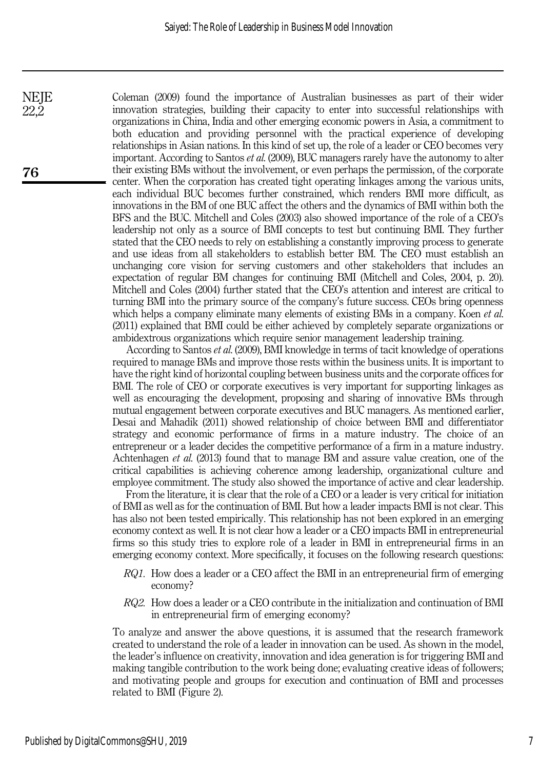Coleman (2009) found the importance of Australian businesses as part of their wider innovation strategies, building their capacity to enter into successful relationships with organizations in China, India and other emerging economic powers in Asia, a commitment to both education and providing personnel with the practical experience of developing relationships in Asian nations. In this kind of set up, the role of a leader or CEO becomes very important. According to Santos *et al.* (2009), BUC managers rarely have the autonomy to alter their existing BMs without the involvement, or even perhaps the permission, of the corporate center. When the corporation has created tight operating linkages among the various units, each individual BUC becomes further constrained, which renders BMI more difficult, as innovations in the BM of one BUC affect the others and the dynamics of BMI within both the BFS and the BUC. Mitchell and Coles (2003) also showed importance of the role of a CEO's leadership not only as a source of BMI concepts to test but continuing BMI. They further stated that the CEO needs to rely on establishing a constantly improving process to generate and use ideas from all stakeholders to establish better BM. The CEO must establish an unchanging core vision for serving customers and other stakeholders that includes an expectation of regular BM changes for continuing BMI (Mitchell and Coles, 2004, p. 20). Mitchell and Coles (2004) further stated that the CEO's attention and interest are critical to turning BMI into the primary source of the company's future success. CEOs bring openness which helps a company eliminate many elements of existing BMs in a company. Koen *et al.* (2011) explained that BMI could be either achieved by completely separate organizations or ambidextrous organizations which require senior management leadership training.

According to Santos *et al.* (2009), BMI knowledge in terms of tacit knowledge of operations required to manage BMs and improve those rests within the business units. It is important to have the right kind of horizontal coupling between business units and the corporate offices for BMI. The role of CEO or corporate executives is very important for supporting linkages as well as encouraging the development, proposing and sharing of innovative BMs through mutual engagement between corporate executives and BUC managers. As mentioned earlier, Desai and Mahadik (2011) showed relationship of choice between BMI and differentiator strategy and economic performance of firms in a mature industry. The choice of an entrepreneur or a leader decides the competitive performance of a firm in a mature industry. Achtenhagen *et al.* (2013) found that to manage BM and assure value creation, one of the critical capabilities is achieving coherence among leadership, organizational culture and employee commitment. The study also showed the importance of active and clear leadership.

From the literature, it is clear that the role of a CEO or a leader is very critical for initiation of BMI as well as for the continuation of BMI. But how a leader impacts BMI is not clear. This has also not been tested empirically. This relationship has not been explored in an emerging economy context as well. It is not clear how a leader or a CEO impacts BMI in entrepreneurial firms so this study tries to explore role of a leader in BMI in entrepreneurial firms in an emerging economy context. More specifically, it focuses on the following research questions:

- *RQ1.* How does a leader or a CEO affect the BMI in an entrepreneurial firm of emerging economy?
- *RQ2.* How does a leader or a CEO contribute in the initialization and continuation of BMI in entrepreneurial firm of emerging economy?

To analyze and answer the above questions, it is assumed that the research framework created to understand the role of a leader in innovation can be used. As shown in the model, the leader's influence on creativity, innovation and idea generation is for triggering BMI and making tangible contribution to the work being done; evaluating creative ideas of followers; and motivating people and groups for execution and continuation of BMI and processes related to BMI (Figure 2).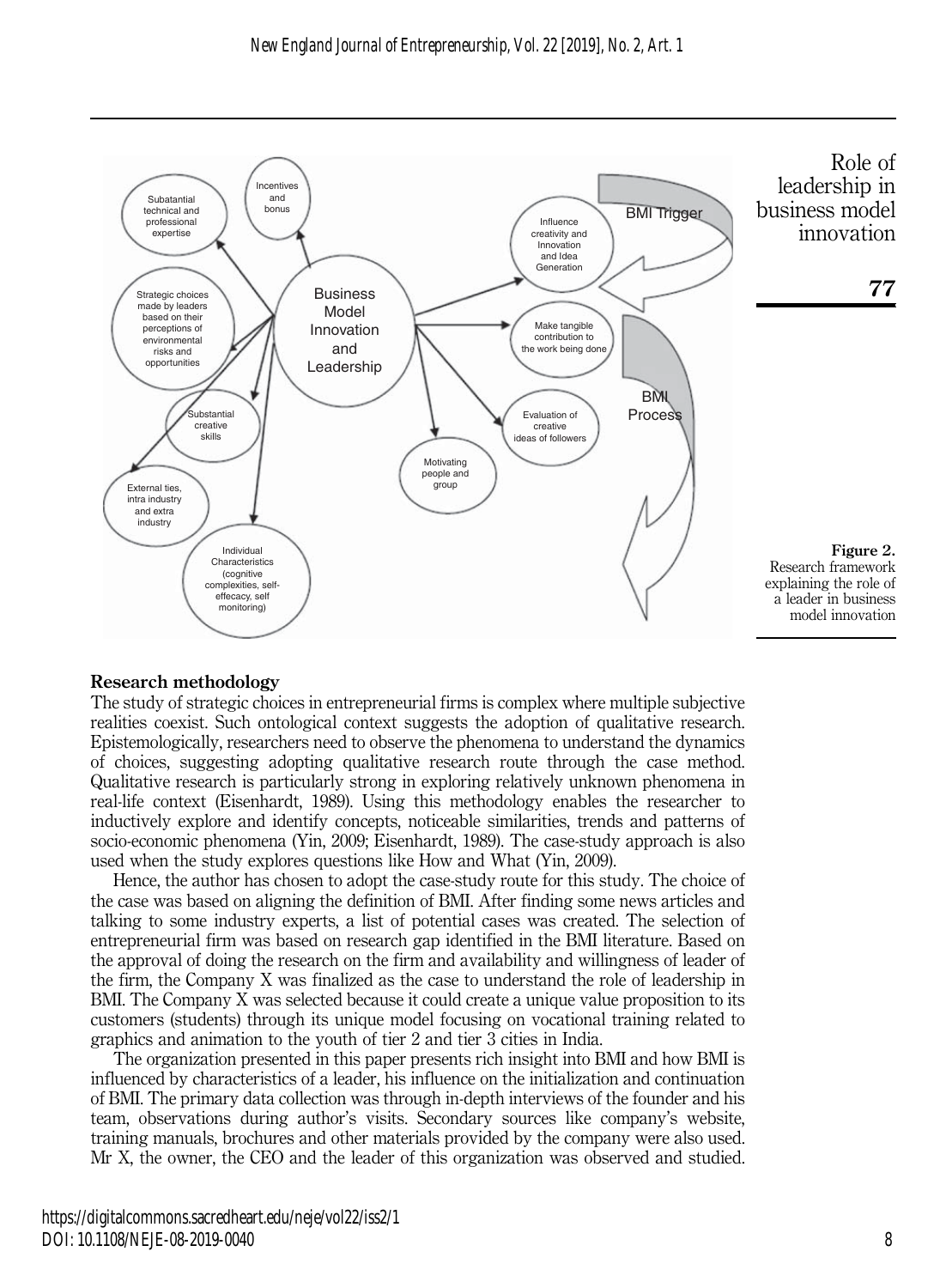Figure 2.
Research framework explaining the role of a leader in business model innovation

## Research methodology

The study of strategic choices in entrepreneurial firms is complex where multiple subjective realities coexist. Such ontological context suggests the adoption of qualitative research. Epistemologically, researchers need to observe the phenomena to understand the dynamics of choices, suggesting adopting qualitative research route through the case method. Qualitative research is particularly strong in exploring relatively unknown phenomena in real-life context (Eisenhardt, 1989). Using this methodology enables the researcher to inductively explore and identify concepts, noticeable similarities, trends and patterns of socio-economic phenomena (Yin, 2009; Eisenhardt, 1989). The case-study approach is also used when the study explores questions like How and What (Yin, 2009).

Hence, the author has chosen to adopt the case-study route for this study. The choice of the case was based on aligning the definition of BMI. After finding some news articles and talking to some industry experts, a list of potential cases was created. The selection of entrepreneurial firm was based on research gap identified in the BMI literature. Based on the approval of doing the research on the firm and availability and willingness of leader of the firm, the Company X was finalized as the case to understand the role of leadership in BMI. The Company X was selected because it could create a unique value proposition to its customers (students) through its unique model focusing on vocational training related to graphics and animation to the youth of tier 2 and tier 3 cities in India.

The organization presented in this paper presents rich insight into BMI and how BMI is influenced by characteristics of a leader, his influence on the initialization and continuation of BMI. The primary data collection was through in-depth interviews of the founder and his team, observations during author's visits. Secondary sources like company's website, training manuals, brochures and other materials provided by the company were also used. Mr X, the owner, the CEO and the leader of this organization was observed and studied.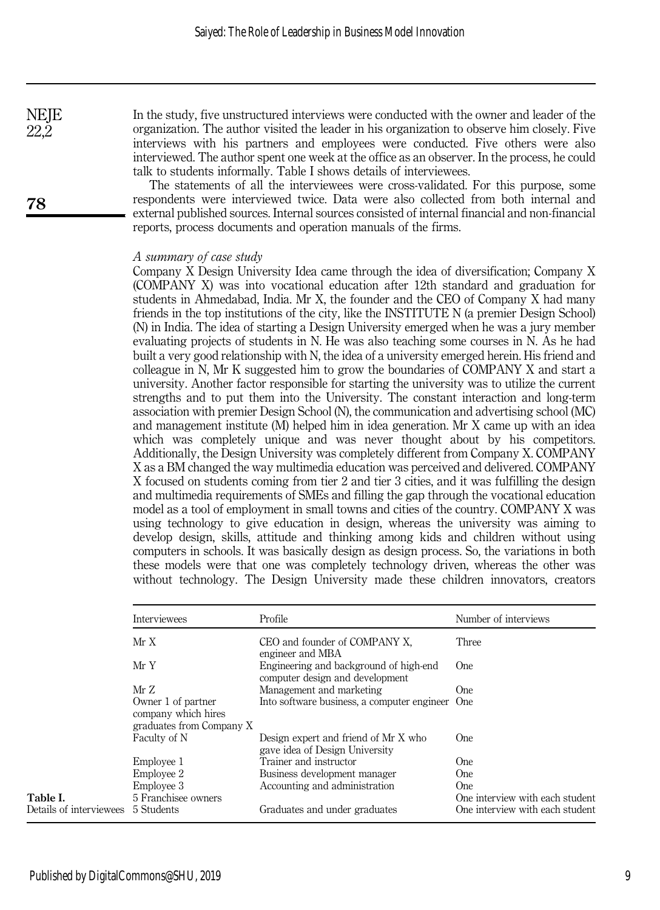In the study, five unstructured interviews were conducted with the owner and leader of the organization. The author visited the leader in his organization to observe him closely. Five interviews with his partners and employees were conducted. Five others were also interviewed. The author spent one week at the office as an observer. In the process, he could talk to students informally. Table I shows details of interviewees.

The statements of all the interviewees were cross-validated. For this purpose, some respondents were interviewed twice. Data were also collected from both internal and external published sources. Internal sources consisted of internal financial and non-financial reports, process documents and operation manuals of the firms.

*A summary of case study*

Company X Design University Idea came through the idea of diversification; Company X (COMPANY X) was into vocational education after 12th standard and graduation for students in Ahmedabad, India. Mr X, the founder and the CEO of Company X had many friends in the top institutions of the city, like the INSTITUTE N (a premier Design School) (N) in India. The idea of starting a Design University emerged when he was a jury member evaluating projects of students in N. He was also teaching some courses in N. As he had built a very good relationship with N, the idea of a university emerged herein. His friend and colleague in N, Mr K suggested him to grow the boundaries of COMPANY X and start a university. Another factor responsible for starting the university was to utilize the current strengths and to put them into the University. The constant interaction and long-term association with premier Design School (N), the communication and advertising school (MC) and management institute (M) helped him in idea generation. Mr X came up with an idea which was completely unique and was never thought about by his competitors. Additionally, the Design University was completely different from Company X. COMPANY X as a BM changed the way multimedia education was perceived and delivered. COMPANY X focused on students coming from tier 2 and tier 3 cities, and it was fulfilling the design and multimedia requirements of SMEs and filling the gap through the vocational education model as a tool of employment in small towns and cities of the country. COMPANY X was using technology to give education in design, whereas the university was aiming to develop design, skills, attitude and thinking among kids and children without using computers in schools. It was basically design as design process. So, the variations in both these models were that one was completely technology driven, whereas the other was without technology. The Design University made these children innovators, creators

| Interviewees | Profile | Number of interviews |
|---|---|---|
| Mr X | CEO and founder of COMPANY X, engineer and MBA | Three |
| Mr Y | Engineering and background of high-end computer design and development | One |
| Mr Z | Management and marketing | One |
| Owner 1 of partner company which hires graduates from Company X | Into software business, a computer engineer | One |
| Faculty of N | Design expert and friend of Mr X who gave idea of Design University | One |
| Employee 1 | Trainer and instructor | One |
| Employee 2 | Business development manager | One |
| Employee 3 | Accounting and administration | One |
| 5 Franchisee owners | | One interview with each student |
| 5 Students | Graduates and under graduates | One interview with each student |

**Table I.** Details of interviewees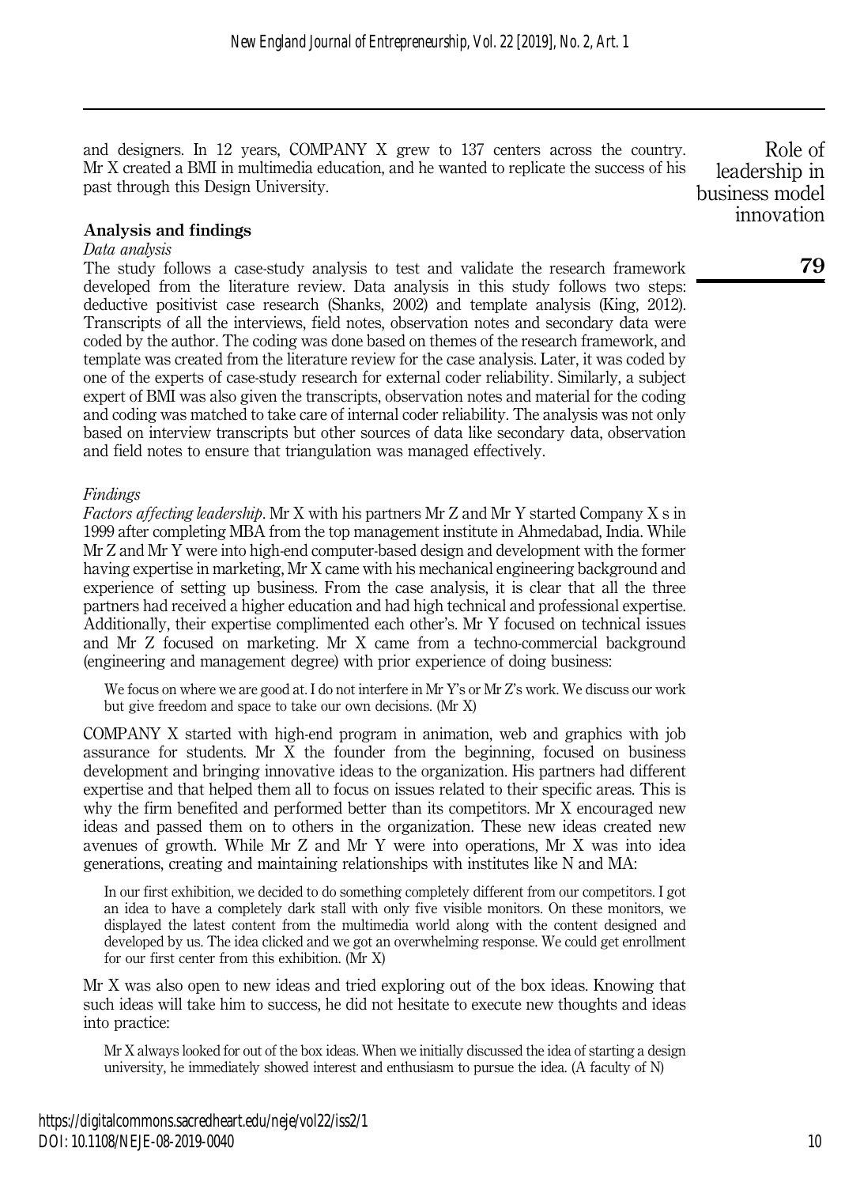and designers. In 12 years, COMPANY X grew to 137 centers across the country. Mr X created a BMI in multimedia education, and he wanted to replicate the success of his past through this Design University.

## Analysis and findings

### *Data analysis*

The study follows a case-study analysis to test and validate the research framework developed from the literature review. Data analysis in this study follows two steps: deductive positivist case research (Shanks, 2002) and template analysis (King, 2012). Transcripts of all the interviews, field notes, observation notes and secondary data were coded by the author. The coding was done based on themes of the research framework, and template was created from the literature review for the case analysis. Later, it was coded by one of the experts of case-study research for external coder reliability. Similarly, a subject expert of BMI was also given the transcripts, observation notes and material for the coding and coding was matched to take care of internal coder reliability. The analysis was not only based on interview transcripts but other sources of data like secondary data, observation and field notes to ensure that triangulation was managed effectively.

### *Findings*

*Factors affecting leadership*. Mr X with his partners Mr Z and Mr Y started Company X s in 1999 after completing MBA from the top management institute in Ahmedabad, India. While Mr Z and Mr Y were into high-end computer-based design and development with the former having expertise in marketing, Mr X came with his mechanical engineering background and experience of setting up business. From the case analysis, it is clear that all the three partners had received a higher education and had high technical and professional expertise. Additionally, their expertise complimented each other's. Mr Y focused on technical issues and Mr Z focused on marketing. Mr X came from a techno-commercial background (engineering and management degree) with prior experience of doing business:

> We focus on where we are good at. I do not interfere in Mr Y's or Mr Z's work. We discuss our work but give freedom and space to take our own decisions. (Mr X)

COMPANY X started with high-end program in animation, web and graphics with job assurance for students. Mr X the founder from the beginning, focused on business development and bringing innovative ideas to the organization. His partners had different expertise and that helped them all to focus on issues related to their specific areas. This is why the firm benefited and performed better than its competitors. Mr X encouraged new ideas and passed them on to others in the organization. These new ideas created new avenues of growth. While Mr Z and Mr Y were into operations, Mr X was into idea generations, creating and maintaining relationships with institutes like N and MA:

> In our first exhibition, we decided to do something completely different from our competitors. I got an idea to have a completely dark stall with only five visible monitors. On these monitors, we displayed the latest content from the multimedia world along with the content designed and developed by us. The idea clicked and we got an overwhelming response. We could get enrollment for our first center from this exhibition. (Mr X)

Mr X was also open to new ideas and tried exploring out of the box ideas. Knowing that such ideas will take him to success, he did not hesitate to execute new thoughts and ideas into practice:

> Mr X always looked for out of the box ideas. When we initially discussed the idea of starting a design university, he immediately showed interest and enthusiasm to pursue the idea. (A faculty of N)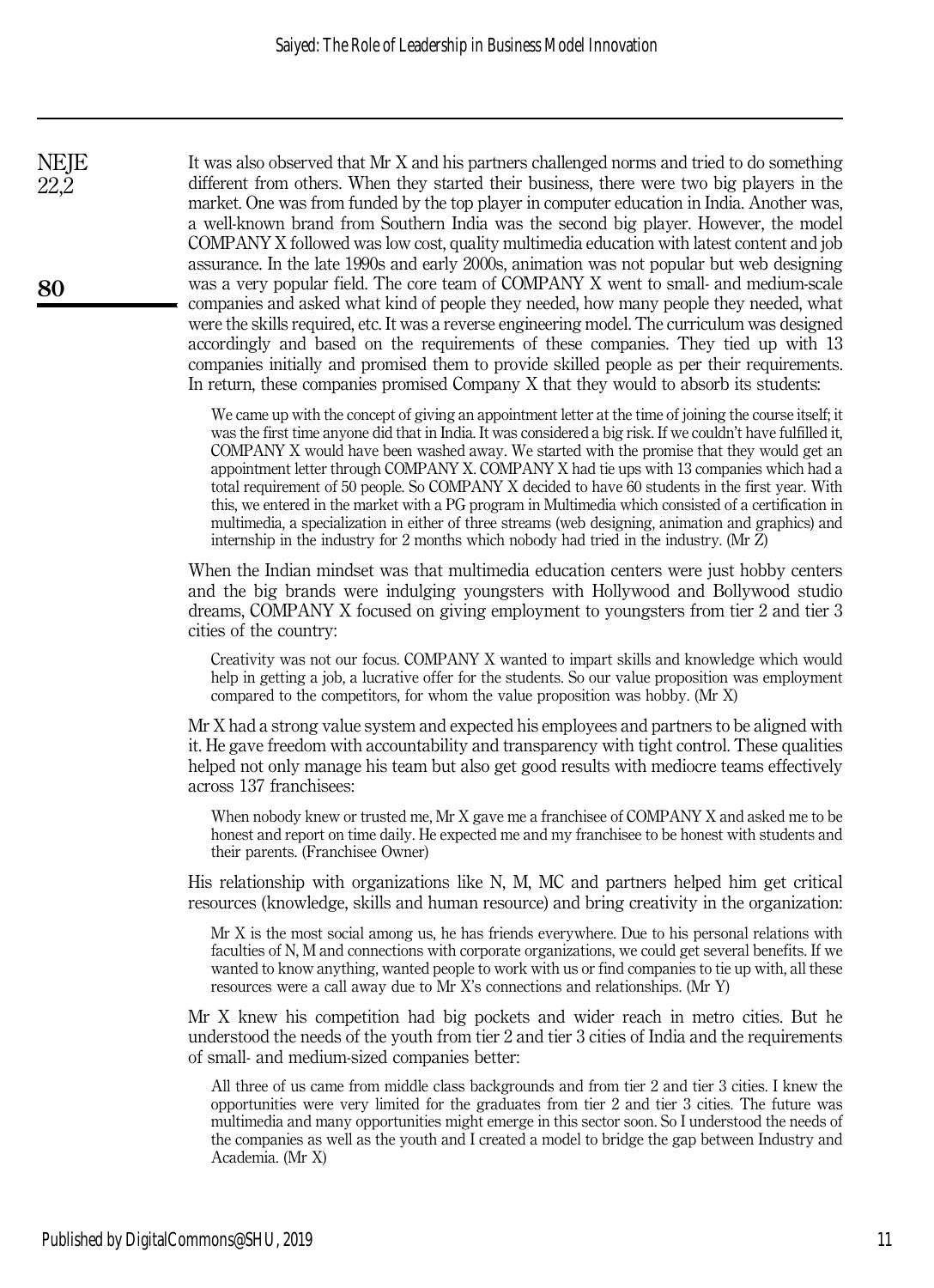It was also observed that Mr X and his partners challenged norms and tried to do something different from others. When they started their business, there were two big players in the market. One was from funded by the top player in computer education in India. Another was, a well-known brand from Southern India was the second big player. However, the model COMPANY X followed was low cost, quality multimedia education with latest content and job assurance. In the late 1990s and early 2000s, animation was not popular but web designing was a very popular field. The core team of COMPANY X went to small- and medium-scale companies and asked what kind of people they needed, how many people they needed, what were the skills required, etc. It was a reverse engineering model. The curriculum was designed accordingly and based on the requirements of these companies. They tied up with 13 companies initially and promised them to provide skilled people as per their requirements. In return, these companies promised Company X that they would to absorb its students:

> We came up with the concept of giving an appointment letter at the time of joining the course itself; it was the first time anyone did that in India. It was considered a big risk. If we couldn't have fulfilled it, COMPANY X would have been washed away. We started with the promise that they would get an appointment letter through COMPANY X. COMPANY X had tie ups with 13 companies which had a total requirement of 50 people. So COMPANY X decided to have 60 students in the first year. With this, we entered in the market with a PG program in Multimedia which consisted of a certification in multimedia, a specialization in either of three streams (web designing, animation and graphics) and internship in the industry for 2 months which nobody had tried in the industry. (Mr Z)

When the Indian mindset was that multimedia education centers were just hobby centers and the big brands were indulging youngsters with Hollywood and Bollywood studio dreams, COMPANY X focused on giving employment to youngsters from tier 2 and tier 3 cities of the country:

> Creativity was not our focus. COMPANY X wanted to impart skills and knowledge which would help in getting a job, a lucrative offer for the students. So our value proposition was employment compared to the competitors, for whom the value proposition was hobby. (Mr X)

Mr X had a strong value system and expected his employees and partners to be aligned with it. He gave freedom with accountability and transparency with tight control. These qualities helped not only manage his team but also get good results with mediocre teams effectively across 137 franchisees:

> When nobody knew or trusted me, Mr X gave me a franchisee of COMPANY X and asked me to be honest and report on time daily. He expected me and my franchisee to be honest with students and their parents. (Franchisee Owner)

His relationship with organizations like N, M, MC and partners helped him get critical resources (knowledge, skills and human resource) and bring creativity in the organization:

> Mr X is the most social among us, he has friends everywhere. Due to his personal relations with faculties of N, M and connections with corporate organizations, we could get several benefits. If we wanted to know anything, wanted people to work with us or find companies to tie up with, all these resources were a call away due to Mr X's connections and relationships. (Mr Y)

Mr X knew his competition had big pockets and wider reach in metro cities. But he understood the needs of the youth from tier 2 and tier 3 cities of India and the requirements of small- and medium-sized companies better:

> All three of us came from middle class backgrounds and from tier 2 and tier 3 cities. I knew the opportunities were very limited for the graduates from tier 2 and tier 3 cities. The future was multimedia and many opportunities might emerge in this sector soon. So I understood the needs of the companies as well as the youth and I created a model to bridge the gap between Industry and Academia. (Mr X)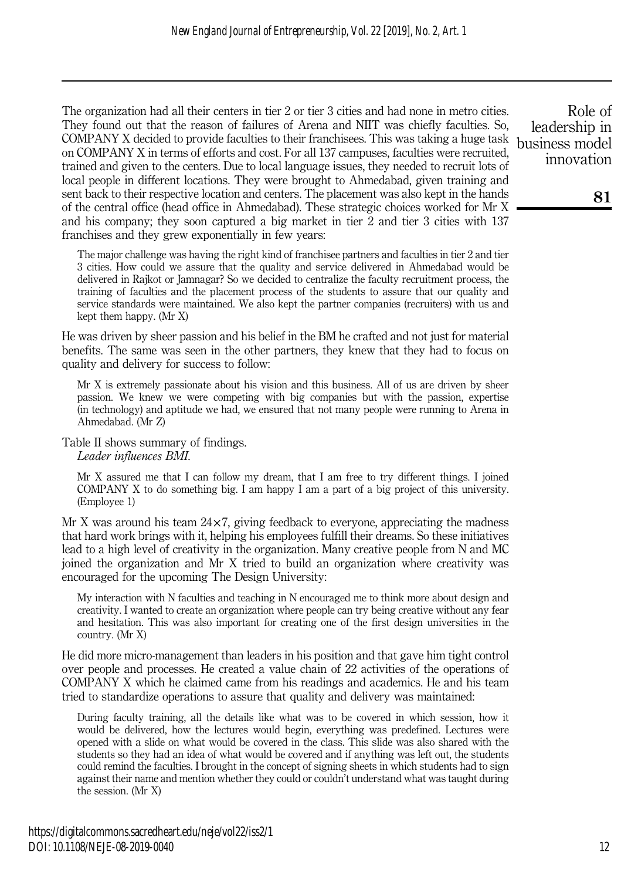The organization had all their centers in tier 2 or tier 3 cities and had none in metro cities. They found out that the reason of failures of Arena and NIIT was chiefly faculties. So, COMPANY X decided to provide faculties to their franchisees. This was taking a huge task on COMPANY X in terms of efforts and cost. For all 137 campuses, faculties were recruited, trained and given to the centers. Due to local language issues, they needed to recruit lots of local people in different locations. They were brought to Ahmedabad, given training and sent back to their respective location and centers. The placement was also kept in the hands of the central office (head office in Ahmedabad). These strategic choices worked for Mr X and his company; they soon captured a big market in tier 2 and tier 3 cities with 137 franchises and they grew exponentially in few years:

> The major challenge was having the right kind of franchisee partners and faculties in tier 2 and tier 3 cities. How could we assure that the quality and service delivered in Ahmedabad would be delivered in Rajkot or Jamnagar? So we decided to centralize the faculty recruitment process, the training of faculties and the placement process of the students to assure that our quality and service standards were maintained. We also kept the partner companies (recruiters) with us and kept them happy. (Mr X)

He was driven by sheer passion and his belief in the BM he crafted and not just for material benefits. The same was seen in the other partners, they knew that they had to focus on quality and delivery for success to follow:

> Mr X is extremely passionate about his vision and this business. All of us are driven by sheer passion. We knew we were competing with big companies but with the passion, expertise (in technology) and aptitude we had, we ensured that not many people were running to Arena in Ahmedabad. (Mr Z)

Table II shows summary of findings.

*Leader influences BMI.*

> Mr X assured me that I can follow my dream, that I am free to try different things. I joined COMPANY X to do something big. I am happy I am a part of a big project of this university. (Employee 1)

Mr X was around his team 24×7, giving feedback to everyone, appreciating the madness that hard work brings with it, helping his employees fulfill their dreams. So these initiatives lead to a high level of creativity in the organization. Many creative people from N and MC joined the organization and Mr X tried to build an organization where creativity was encouraged for the upcoming The Design University:

> My interaction with N faculties and teaching in N encouraged me to think more about design and creativity. I wanted to create an organization where people can try being creative without any fear and hesitation. This was also important for creating one of the first design universities in the country. (Mr X)

He did more micro-management than leaders in his position and that gave him tight control over people and processes. He created a value chain of 22 activities of the operations of COMPANY X which he claimed came from his readings and academics. He and his team tried to standardize operations to assure that quality and delivery was maintained:

> During faculty training, all the details like what was to be covered in which session, how it would be delivered, how the lectures would begin, everything was predefined. Lectures were opened with a slide on what would be covered in the class. This slide was also shared with the students so they had an idea of what would be covered and if anything was left out, the students could remind the faculties. I brought in the concept of signing sheets in which students had to sign against their name and mention whether they could or couldn't understand what was taught during the session. (Mr X)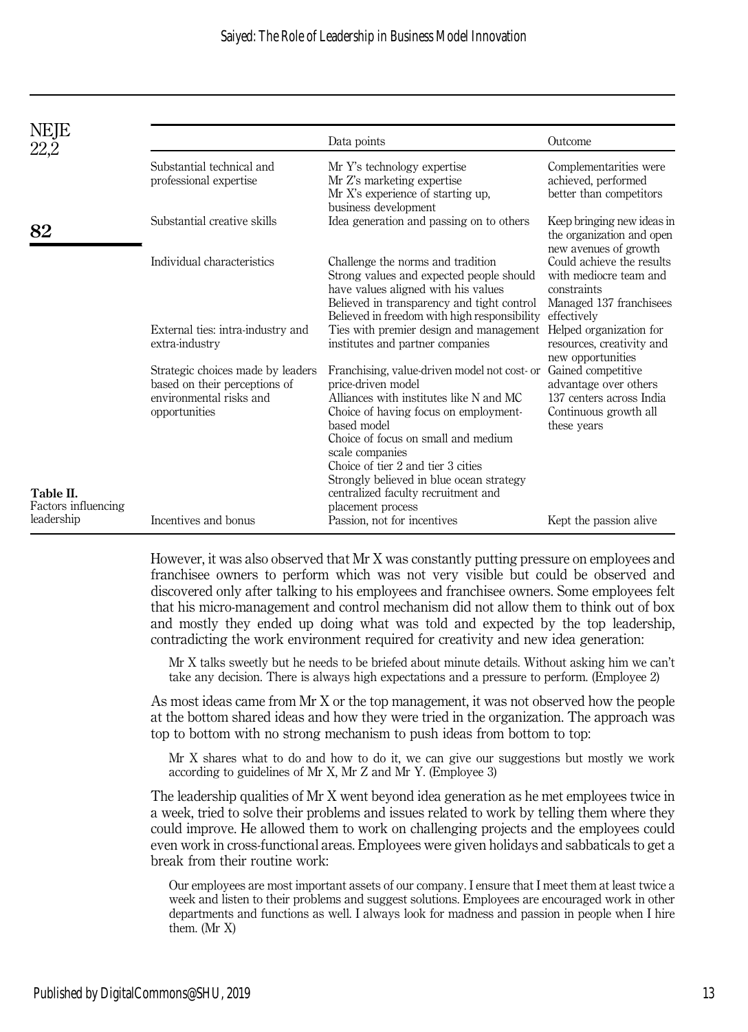**Table II.** Factors influencing leadership

| | Data points | Outcome |
|---|---|---|
| Substantial technical and professional expertise | Mr Y's technology expertise<br>Mr Z's marketing expertise<br>Mr X's experience of starting up, business development | Complementarities were achieved, performed better than competitors |
| Substantial creative skills | Idea generation and passing on to others | Keep bringing new ideas in the organization and open new avenues of growth |
| Individual characteristics | Challenge the norms and tradition<br>Strong values and expected people should have values aligned with his values<br>Believed in transparency and tight control<br>Believed in freedom with high responsibility | Could achieve the results with mediocre team and constraints<br>Managed 137 franchisees effectively |
| External ties: intra-industry and extra-industry | Ties with premier design and management institutes and partner companies | Helped organization for resources, creativity and new opportunities |
| Strategic choices made by leaders based on their perceptions of environmental risks and opportunities | Franchising, value-driven model not cost- or price-driven model<br>Alliances with institutes like N and MC<br>Choice of having focus on employment-based model<br>Choice of focus on small and medium scale companies<br>Choice of tier 2 and tier 3 cities<br>Strongly believed in blue ocean strategy centralized faculty recruitment and placement process | Gained competitive advantage over others<br>137 centers across India<br>Continuous growth all these years |
| Incentives and bonus | Passion, not for incentives | Kept the passion alive |

However, it was also observed that Mr X was constantly putting pressure on employees and franchisee owners to perform which was not very visible but could be observed and discovered only after talking to his employees and franchisee owners. Some employees felt that his micro-management and control mechanism did not allow them to think out of box and mostly they ended up doing what was told and expected by the top leadership, contradicting the work environment required for creativity and new idea generation:

> Mr X talks sweetly but he needs to be briefed about minute details. Without asking him we can't take any decision. There is always high expectations and a pressure to perform. (Employee 2)

As most ideas came from Mr X or the top management, it was not observed how the people at the bottom shared ideas and how they were tried in the organization. The approach was top to bottom with no strong mechanism to push ideas from bottom to top:

> Mr X shares what to do and how to do it, we can give our suggestions but mostly we work according to guidelines of Mr X, Mr Z and Mr Y. (Employee 3)

The leadership qualities of Mr X went beyond idea generation as he met employees twice in a week, tried to solve their problems and issues related to work by telling them where they could improve. He allowed them to work on challenging projects and the employees could even work in cross-functional areas. Employees were given holidays and sabbaticals to get a break from their routine work:

> Our employees are most important assets of our company. I ensure that I meet them at least twice a week and listen to their problems and suggest solutions. Employees are encouraged work in other departments and functions as well. I always look for madness and passion in people when I hire them. (Mr X)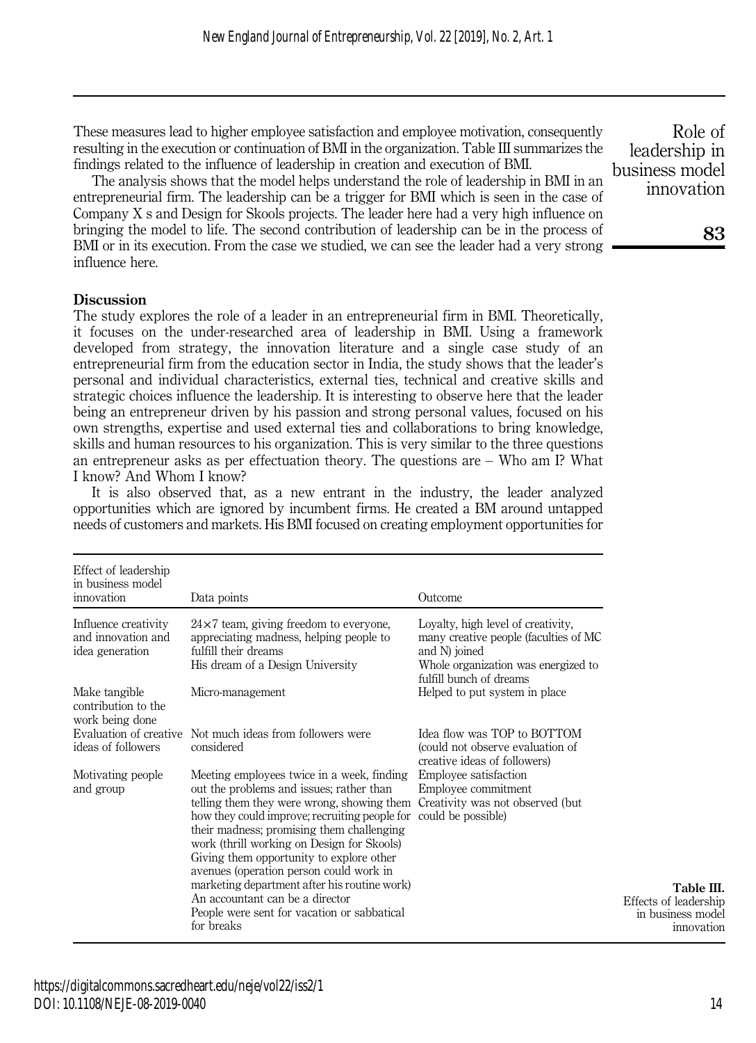These measures lead to higher employee satisfaction and employee motivation, consequently resulting in the execution or continuation of BMI in the organization. Table III summarizes the findings related to the influence of leadership in creation and execution of BMI.

The analysis shows that the model helps understand the role of leadership in BMI in an entrepreneurial firm. The leadership can be a trigger for BMI which is seen in the case of Company X s and Design for Skools projects. The leader here had a very high influence on bringing the model to life. The second contribution of leadership can be in the process of BMI or in its execution. From the case we studied, we can see the leader had a very strong influence here.

## Discussion

The study explores the role of a leader in an entrepreneurial firm in BMI. Theoretically, it focuses on the under-researched area of leadership in BMI. Using a framework developed from strategy, the innovation literature and a single case study of an entrepreneurial firm from the education sector in India, the study shows that the leader's personal and individual characteristics, external ties, technical and creative skills and strategic choices influence the leadership. It is interesting to observe here that the leader being an entrepreneur driven by his passion and strong personal values, focused on his own strengths, expertise and used external ties and collaborations to bring knowledge, skills and human resources to his organization. This is very similar to the three questions an entrepreneur asks as per effectuation theory. The questions are – Who am I? What I know? And Whom I know?

It is also observed that, as a new entrant in the industry, the leader analyzed opportunities which are ignored by incumbent firms. He created a BM around untapped needs of customers and markets. His BMI focused on creating employment opportunities for

**Table III.** Effects of leadership in business model innovation

| Effect of leadership in business model innovation | Data points | Outcome |
|---|---|---|
| Influence creativity and innovation and idea generation | 24×7 team, giving freedom to everyone, appreciating madness, helping people to fulfill their dreams<br>His dream of a Design University | Loyalty, high level of creativity, many creative people (faculties of MC and N) joined<br>Whole organization was energized to fulfill bunch of dreams |
| Make tangible contribution to the work being done | Micro-management | Helped to put system in place |
| Evaluation of creative ideas of followers | Not much ideas from followers were considered | Idea flow was TOP to BOTTOM (could not observe evaluation of creative ideas of followers) |
| Motivating people and group | Meeting employees twice in a week, finding out the problems and issues; rather than telling them they were wrong, showing them how they could improve; recruiting people for their madness; promising them challenging work (thrill working on Design for Skools)<br>Giving them opportunity to explore other avenues (operation person could work in marketing department after his routine work)<br>An accountant can be a director<br>People were sent for vacation or sabbatical for breaks | Employee satisfaction<br>Employee commitment<br>Creativity was not observed (but could be possible) |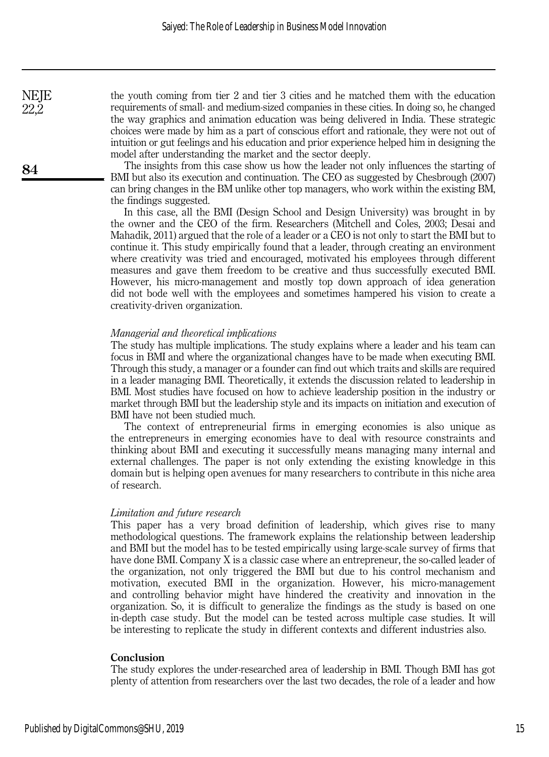the youth coming from tier 2 and tier 3 cities and he matched them with the education requirements of small- and medium-sized companies in these cities. In doing so, he changed the way graphics and animation education was being delivered in India. These strategic choices were made by him as a part of conscious effort and rationale, they were not out of intuition or gut feelings and his education and prior experience helped him in designing the model after understanding the market and the sector deeply.

The insights from this case show us how the leader not only influences the starting of BMI but also its execution and continuation. The CEO as suggested by Chesbrough (2007) can bring changes in the BM unlike other top managers, who work within the existing BM, the findings suggested.

In this case, all the BMI (Design School and Design University) was brought in by the owner and the CEO of the firm. Researchers (Mitchell and Coles, 2003; Desai and Mahadik, 2011) argued that the role of a leader or a CEO is not only to start the BMI but to continue it. This study empirically found that a leader, through creating an environment where creativity was tried and encouraged, motivated his employees through different measures and gave them freedom to be creative and thus successfully executed BMI. However, his micro-management and mostly top down approach of idea generation did not bode well with the employees and sometimes hampered his vision to create a creativity-driven organization.

### *Managerial and theoretical implications*

The study has multiple implications. The study explains where a leader and his team can focus in BMI and where the organizational changes have to be made when executing BMI. Through this study, a manager or a founder can find out which traits and skills are required in a leader managing BMI. Theoretically, it extends the discussion related to leadership in BMI. Most studies have focused on how to achieve leadership position in the industry or market through BMI but the leadership style and its impacts on initiation and execution of BMI have not been studied much.

The context of entrepreneurial firms in emerging economies is also unique as the entrepreneurs in emerging economies have to deal with resource constraints and thinking about BMI and executing it successfully means managing many internal and external challenges. The paper is not only extending the existing knowledge in this domain but is helping open avenues for many researchers to contribute in this niche area of research.

### *Limitation and future research*

This paper has a very broad definition of leadership, which gives rise to many methodological questions. The framework explains the relationship between leadership and BMI but the model has to be tested empirically using large-scale survey of firms that have done BMI. Company X is a classic case where an entrepreneur, the so-called leader of the organization, not only triggered the BMI but due to his control mechanism and motivation, executed BMI in the organization. However, his micro-management and controlling behavior might have hindered the creativity and innovation in the organization. So, it is difficult to generalize the findings as the study is based on one in-depth case study. But the model can be tested across multiple case studies. It will be interesting to replicate the study in different contexts and different industries also.

## **Conclusion**

The study explores the under-researched area of leadership in BMI. Though BMI has got plenty of attention from researchers over the last two decades, the role of a leader and how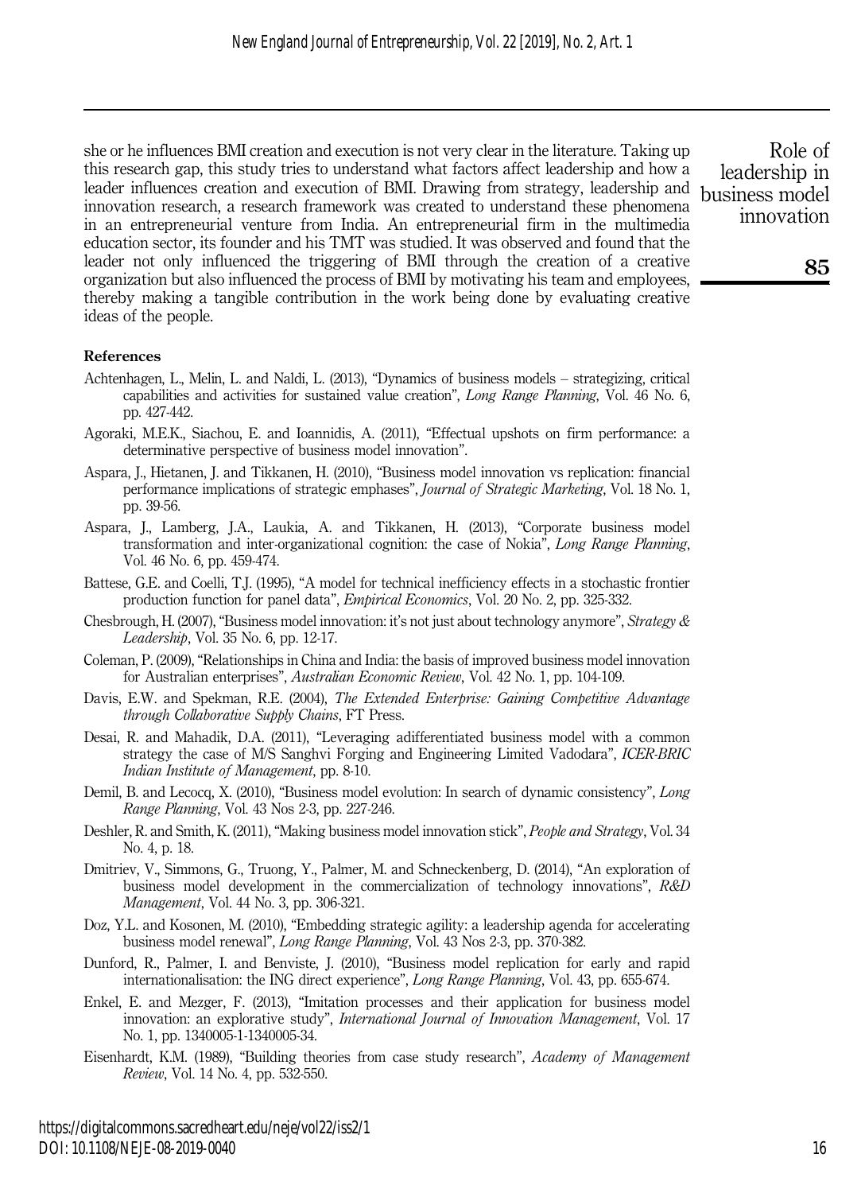she or he influences BMI creation and execution is not very clear in the literature. Taking up this research gap, this study tries to understand what factors affect leadership and how a leader influences creation and execution of BMI. Drawing from strategy, leadership and innovation research, a research framework was created to understand these phenomena in an entrepreneurial venture from India. An entrepreneurial firm in the multimedia education sector, its founder and his TMT was studied. It was observed and found that the leader not only influenced the triggering of BMI through the creation of a creative organization but also influenced the process of BMI by motivating his team and employees, thereby making a tangible contribution in the work being done by evaluating creative ideas of the people.

## References

Achtenhagen, L., Melin, L. and Naldi, L. (2013), "Dynamics of business models – strategizing, critical capabilities and activities for sustained value creation", *Long Range Planning*, Vol. 46 No. 6, pp. 427-442.

Agoraki, M.E.K., Siachou, E. and Ioannidis, A. (2011), "Effectual upshots on firm performance: a determinative perspective of business model innovation".

Aspara, J., Hietanen, J. and Tikkanen, H. (2010), "Business model innovation vs replication: financial performance implications of strategic emphases", *Journal of Strategic Marketing*, Vol. 18 No. 1, pp. 39-56.

Aspara, J., Lamberg, J.A., Laukia, A. and Tikkanen, H. (2013), "Corporate business model transformation and inter-organizational cognition: the case of Nokia", *Long Range Planning*, Vol. 46 No. 6, pp. 459-474.

Battese, G.E. and Coelli, T.J. (1995), "A model for technical inefficiency effects in a stochastic frontier production function for panel data", *Empirical Economics*, Vol. 20 No. 2, pp. 325-332.

Chesbrough, H. (2007), "Business model innovation: it's not just about technology anymore", *Strategy & Leadership*, Vol. 35 No. 6, pp. 12-17.

Coleman, P. (2009), "Relationships in China and India: the basis of improved business model innovation for Australian enterprises", *Australian Economic Review*, Vol. 42 No. 1, pp. 104-109.

Davis, E.W. and Spekman, R.E. (2004), *The Extended Enterprise: Gaining Competitive Advantage through Collaborative Supply Chains*, FT Press.

Desai, R. and Mahadik, D.A. (2011), "Leveraging adifferentiated business model with a common strategy the case of M/S Sanghvi Forging and Engineering Limited Vadodara", *ICER-BRIC Indian Institute of Management*, pp. 8-10.

Demil, B. and Lecocq, X. (2010), "Business model evolution: In search of dynamic consistency", *Long Range Planning*, Vol. 43 Nos 2-3, pp. 227-246.

Deshler, R. and Smith, K. (2011), "Making business model innovation stick", *People and Strategy*, Vol. 34 No. 4, p. 18.

Dmitriev, V., Simmons, G., Truong, Y., Palmer, M. and Schneckenberg, D. (2014), "An exploration of business model development in the commercialization of technology innovations", *R&D Management*, Vol. 44 No. 3, pp. 306-321.

Doz, Y.L. and Kosonen, M. (2010), "Embedding strategic agility: a leadership agenda for accelerating business model renewal", *Long Range Planning*, Vol. 43 Nos 2-3, pp. 370-382.

Dunford, R., Palmer, I. and Benviste, J. (2010), "Business model replication for early and rapid internationalisation: the ING direct experience", *Long Range Planning*, Vol. 43, pp. 655-674.

Enkel, E. and Mezger, F. (2013), "Imitation processes and their application for business model innovation: an explorative study", *International Journal of Innovation Management*, Vol. 17 No. 1, pp. 1340005-1-1340005-34.

Eisenhardt, K.M. (1989), "Building theories from case study research", *Academy of Management Review*, Vol. 14 No. 4, pp. 532-550.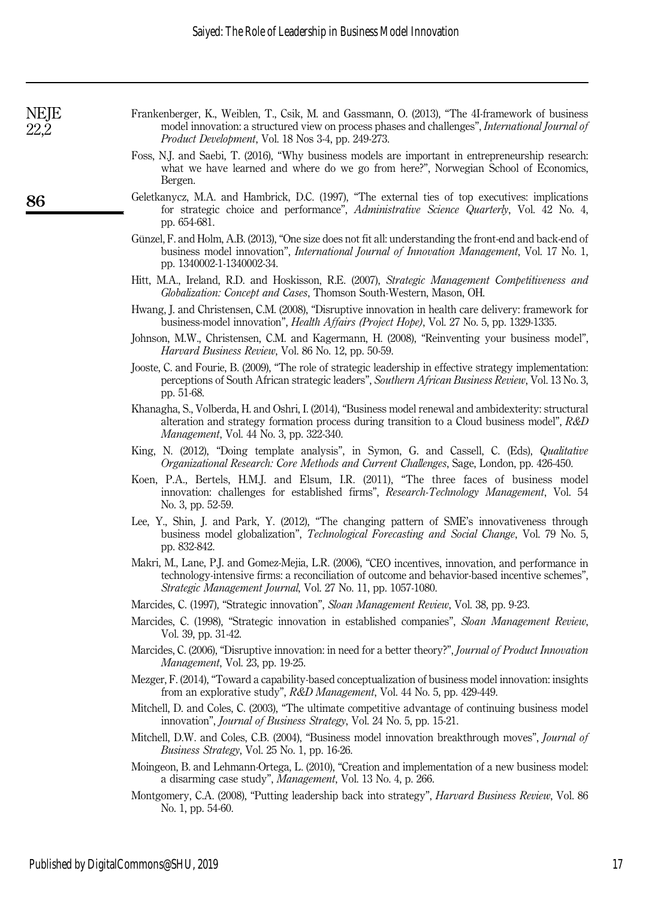Frankenberger, K., Weiblen, T., Csik, M. and Gassmann, O. (2013), "The 4I-framework of business model innovation: a structured view on process phases and challenges", *International Journal of Product Development*, Vol. 18 Nos 3-4, pp. 249-273.

Foss, N.J. and Saebi, T. (2016), "Why business models are important in entrepreneurship research: what we have learned and where do we go from here?", Norwegian School of Economics, Bergen.

Geletkanycz, M.A. and Hambrick, D.C. (1997), "The external ties of top executives: implications for strategic choice and performance", *Administrative Science Quarterly*, Vol. 42 No. 4, pp. 654-681.

Günzel, F. and Holm, A.B. (2013), "One size does not fit all: understanding the front-end and back-end of business model innovation", *International Journal of Innovation Management*, Vol. 17 No. 1, pp. 1340002-1-1340002-34.

Hitt, M.A., Ireland, R.D. and Hoskisson, R.E. (2007), *Strategic Management Competitiveness and Globalization: Concept and Cases*, Thomson South-Western, Mason, OH.

Hwang, J. and Christensen, C.M. (2008), "Disruptive innovation in health care delivery: framework for business-model innovation", *Health Affairs (Project Hope)*, Vol. 27 No. 5, pp. 1329-1335.

Johnson, M.W., Christensen, C.M. and Kagermann, H. (2008), "Reinventing your business model", *Harvard Business Review*, Vol. 86 No. 12, pp. 50-59.

Jooste, C. and Fourie, B. (2009), "The role of strategic leadership in effective strategy implementation: perceptions of South African strategic leaders", *Southern African Business Review*, Vol. 13 No. 3, pp. 51-68.

Khanagha, S., Volberda, H. and Oshri, I. (2014), "Business model renewal and ambidexterity: structural alteration and strategy formation process during transition to a Cloud business model", *R&D Management*, Vol. 44 No. 3, pp. 322-340.

King, N. (2012), "Doing template analysis", in Symon, G. and Cassell, C. (Eds), *Qualitative Organizational Research: Core Methods and Current Challenges*, Sage, London, pp. 426-450.

Koen, P.A., Bertels, H.M.J. and Elsum, I.R. (2011), "The three faces of business model innovation: challenges for established firms", *Research-Technology Management*, Vol. 54 No. 3, pp. 52-59.

Lee, Y., Shin, J. and Park, Y. (2012), "The changing pattern of SME's innovativeness through business model globalization", *Technological Forecasting and Social Change*, Vol. 79 No. 5, pp. 832-842.

Makri, M., Lane, P.J. and Gomez-Mejia, L.R. (2006), "CEO incentives, innovation, and performance in technology-intensive firms: a reconciliation of outcome and behavior-based incentive schemes", *Strategic Management Journal*, Vol. 27 No. 11, pp. 1057-1080.

Marcides, C. (1997), "Strategic innovation", *Sloan Management Review*, Vol. 38, pp. 9-23.

Marcides, C. (1998), "Strategic innovation in established companies", *Sloan Management Review*, Vol. 39, pp. 31-42.

Marcides, C. (2006), "Disruptive innovation: in need for a better theory?", *Journal of Product Innovation Management*, Vol. 23, pp. 19-25.

Mezger, F. (2014), "Toward a capability-based conceptualization of business model innovation: insights from an explorative study", *R&D Management*, Vol. 44 No. 5, pp. 429-449.

Mitchell, D. and Coles, C. (2003), "The ultimate competitive advantage of continuing business model innovation", *Journal of Business Strategy*, Vol. 24 No. 5, pp. 15-21.

Mitchell, D.W. and Coles, C.B. (2004), "Business model innovation breakthrough moves", *Journal of Business Strategy*, Vol. 25 No. 1, pp. 16-26.

Moingeon, B. and Lehmann-Ortega, L. (2010), "Creation and implementation of a new business model: a disarming case study", *Management*, Vol. 13 No. 4, p. 266.

Montgomery, C.A. (2008), "Putting leadership back into strategy", *Harvard Business Review*, Vol. 86 No. 1, pp. 54-60.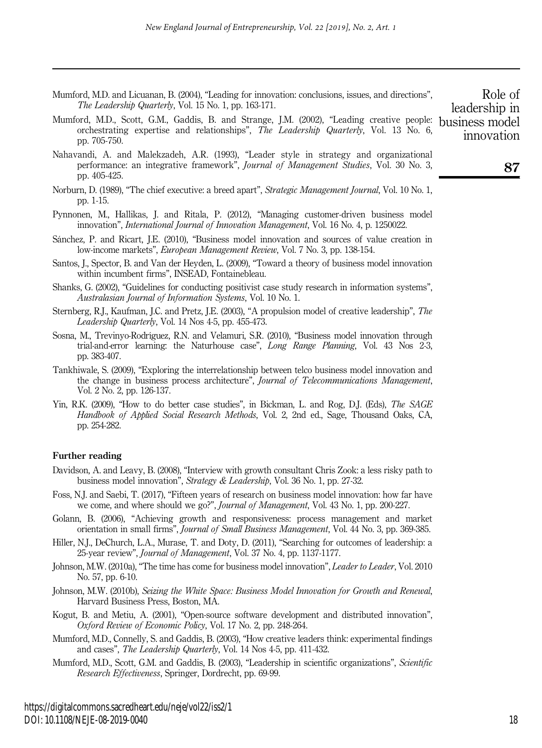Mumford, M.D. and Licuanan, B. (2004), "Leading for innovation: conclusions, issues, and directions", *The Leadership Quarterly*, Vol. 15 No. 1, pp. 163-171.

Mumford, M.D., Scott, G.M., Gaddis, B. and Strange, J.M. (2002), "Leading creative people: orchestrating expertise and relationships", *The Leadership Quarterly*, Vol. 13 No. 6, pp. 705-750.

Nahavandi, A. and Malekzadeh, A.R. (1993), "Leader style in strategy and organizational performance: an integrative framework", *Journal of Management Studies*, Vol. 30 No. 3, pp. 405-425.

Norburn, D. (1989), "The chief executive: a breed apart", *Strategic Management Journal*, Vol. 10 No. 1, pp. 1-15.

Pynnonen, M., Hallikas, J. and Ritala, P. (2012), "Managing customer-driven business model innovation", *International Journal of Innovation Management*, Vol. 16 No. 4, p. 1250022.

Sánchez, P. and Ricart, J.E. (2010), "Business model innovation and sources of value creation in low-income markets", *European Management Review*, Vol. 7 No. 3, pp. 138-154.

Santos, J., Spector, B. and Van der Heyden, L. (2009), "Toward a theory of business model innovation within incumbent firms", INSEAD, Fontainebleau.

Shanks, G. (2002), "Guidelines for conducting positivist case study research in information systems", *Australasian Journal of Information Systems*, Vol. 10 No. 1.

Sternberg, R.J., Kaufman, J.C. and Pretz, J.E. (2003), "A propulsion model of creative leadership", *The Leadership Quarterly*, Vol. 14 Nos 4-5, pp. 455-473.

Sosna, M., Trevinyo-Rodríguez, R.N. and Velamuri, S.R. (2010), "Business model innovation through trial-and-error learning: the Naturhouse case", *Long Range Planning*, Vol. 43 Nos 2-3, pp. 383-407.

Tankhiwale, S. (2009), "Exploring the interrelationship between telco business model innovation and the change in business process architecture", *Journal of Telecommunications Management*, Vol. 2 No. 2, pp. 126-137.

Yin, R.K. (2009), "How to do better case studies", in Bickman, L. and Rog, D.J. (Eds), *The SAGE Handbook of Applied Social Research Methods*, Vol. 2, 2nd ed., Sage, Thousand Oaks, CA, pp. 254-282.

### Further reading

Davidson, A. and Leavy, B. (2008), "Interview with growth consultant Chris Zook: a less risky path to business model innovation", *Strategy & Leadership*, Vol. 36 No. 1, pp. 27-32.

Foss, N.J. and Saebi, T. (2017), "Fifteen years of research on business model innovation: how far have we come, and where should we go?", *Journal of Management*, Vol. 43 No. 1, pp. 200-227.

Golann, B. (2006), "Achieving growth and responsiveness: process management and market orientation in small firms", *Journal of Small Business Management*, Vol. 44 No. 3, pp. 369-385.

Hiller, N.J., DeChurch, L.A., Murase, T. and Doty, D. (2011), "Searching for outcomes of leadership: a 25-year review", *Journal of Management*, Vol. 37 No. 4, pp. 1137-1177.

Johnson, M.W. (2010a), "The time has come for business model innovation", *Leader to Leader*, Vol. 2010 No. 57, pp. 6-10.

Johnson, M.W. (2010b), *Seizing the White Space: Business Model Innovation for Growth and Renewal*, Harvard Business Press, Boston, MA.

Kogut, B. and Metiu, A. (2001), "Open-source software development and distributed innovation", *Oxford Review of Economic Policy*, Vol. 17 No. 2, pp. 248-264.

Mumford, M.D., Connelly, S. and Gaddis, B. (2003), "How creative leaders think: experimental findings and cases", *The Leadership Quarterly*, Vol. 14 Nos 4-5, pp. 411-432.

Mumford, M.D., Scott, G.M. and Gaddis, B. (2003), "Leadership in scientific organizations", *Scientific Research Effectiveness*, Springer, Dordrecht, pp. 69-99.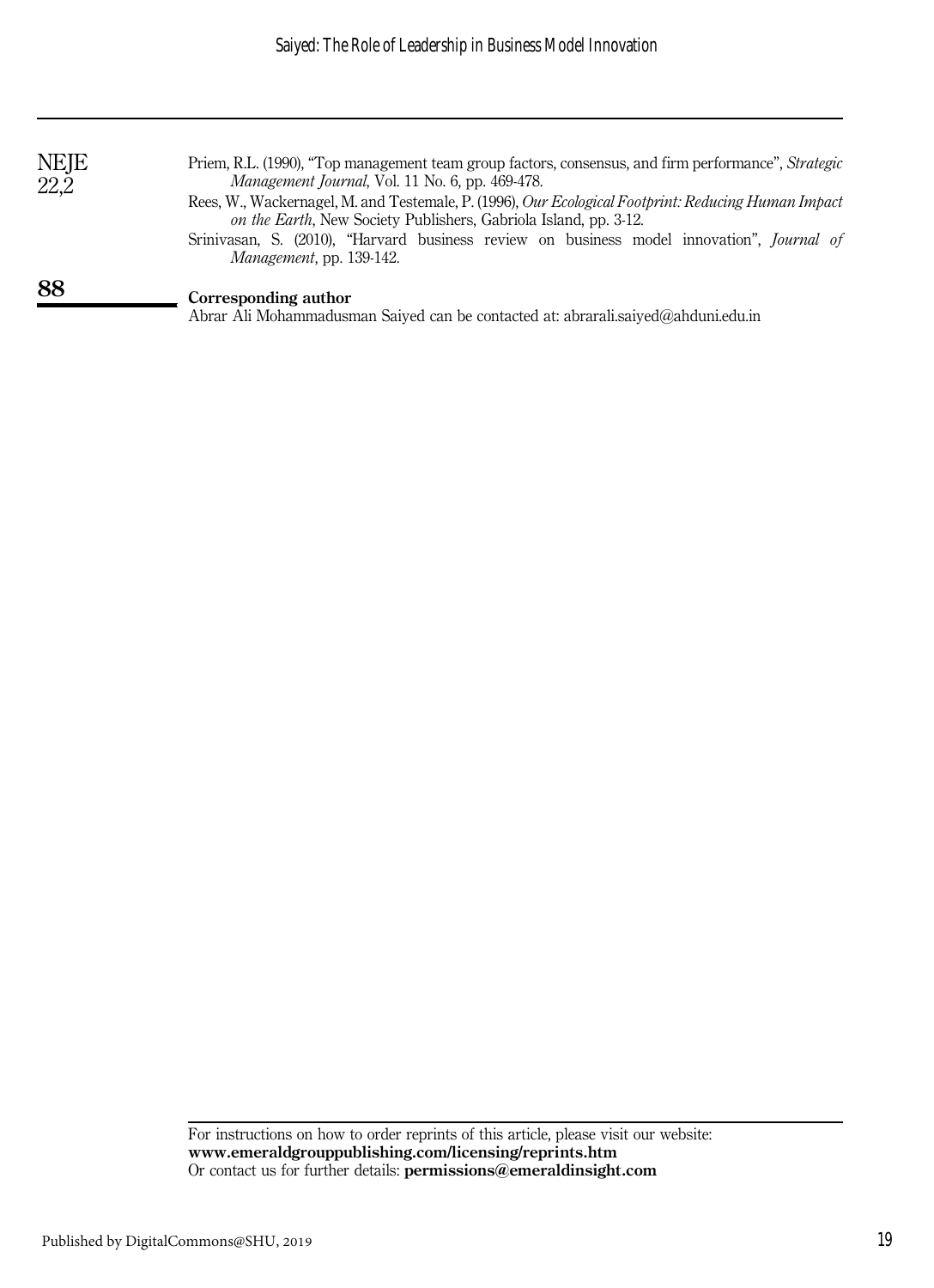Priem, R.L. (1990), "Top management team group factors, consensus, and firm performance", *Strategic Management Journal*, Vol. 11 No. 6, pp. 469-478.

Rees, W., Wackernagel, M. and Testemale, P. (1996), *Our Ecological Footprint: Reducing Human Impact on the Earth*, New Society Publishers, Gabriola Island, pp. 3-12.

Srinivasan, S. (2010), "Harvard business review on business model innovation", *Journal of Management*, pp. 139-142.

**Corresponding author**

Abrar Ali Mohammadusman Saiyed can be contacted at: abrarali.saiyed@ahduni.edu.in

For instructions on how to order reprints of this article, please visit our website:
**www.emeraldgrouppublishing.com/licensing/reprints.htm**
Or contact us for further details: **permissions@emeraldinsight.com**